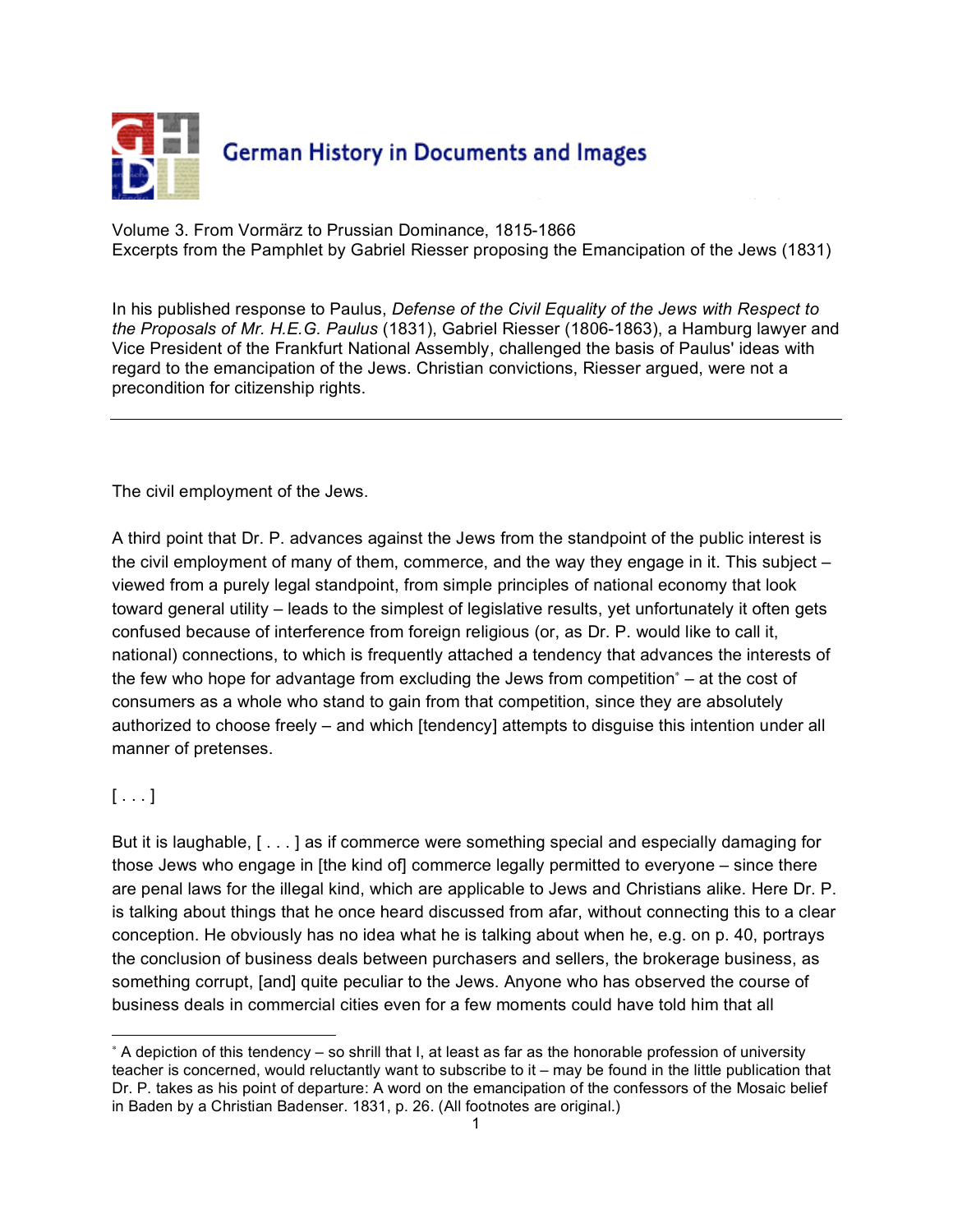# German History in Documents and Images

Volume 3. From Vormärz to Prussian Dominance, 1815-1866
Excerpts from the Pamphlet by Gabriel Riesser proposing the Emancipation of the Jews (1831)

In his published response to Paulus, *Defense of the Civil Equality of the Jews with Respect to the Proposals of Mr. H.E.G. Paulus* (1831), Gabriel Riesser (1806-1863), a Hamburg lawyer and Vice President of the Frankfurt National Assembly, challenged the basis of Paulus' ideas with regard to the emancipation of the Jews. Christian convictions, Riesser argued, were not a precondition for citizenship rights.

---

The civil employment of the Jews.

A third point that Dr. P. advances against the Jews from the standpoint of the public interest is the civil employment of many of them, commerce, and the way they engage in it. This subject – viewed from a purely legal standpoint, from simple principles of national economy that look toward general utility – leads to the simplest of legislative results, yet unfortunately it often gets confused because of interference from foreign religious (or, as Dr. P. would like to call it, national) connections, to which is frequently attached a tendency that advances the interests of the few who hope for advantage from excluding the Jews from competition* – at the cost of consumers as a whole who stand to gain from that competition, since they are absolutely authorized to choose freely – and which [tendency] attempts to disguise this intention under all manner of pretenses.

[ . . . ]

But it is laughable, [ . . . ] as if commerce were something special and especially damaging for those Jews who engage in [the kind of] commerce legally permitted to everyone – since there are penal laws for the illegal kind, which are applicable to Jews and Christians alike. Here Dr. P. is talking about things that he once heard discussed from afar, without connecting this to a clear conception. He obviously has no idea what he is talking about when he, e.g. on p. 40, portrays the conclusion of business deals between purchasers and sellers, the brokerage business, as something corrupt, [and] quite peculiar to the Jews. Anyone who has observed the course of business deals in commercial cities even for a few moments could have told him that all

---

* A depiction of this tendency – so shrill that I, at least as far as the honorable profession of university teacher is concerned, would reluctantly want to subscribe to it – may be found in the little publication that Dr. P. takes as his point of departure: A word on the emancipation of the confessors of the Mosaic belief in Baden by a Christian Badenser. 1831, p. 26. (All footnotes are original.)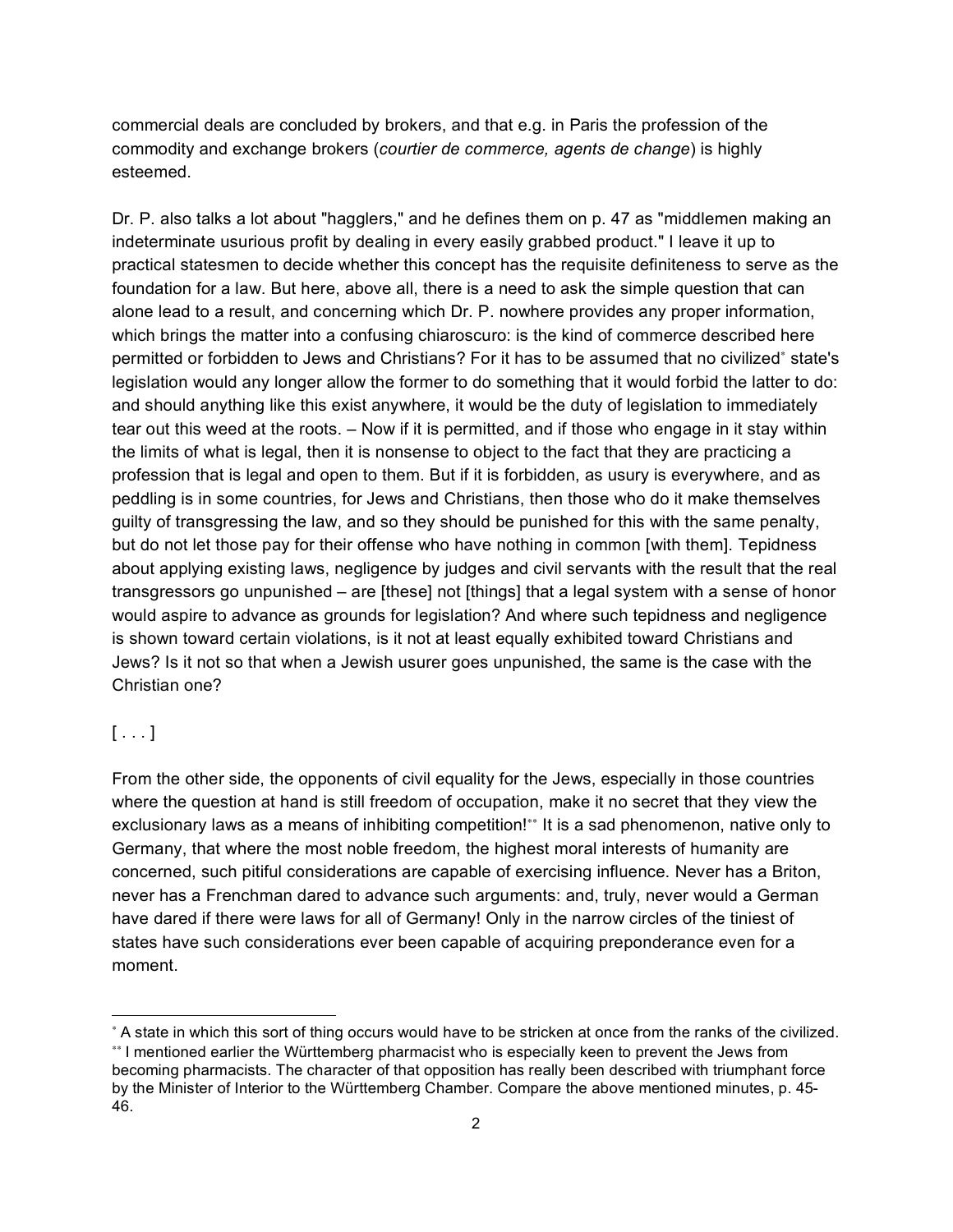commercial deals are concluded by brokers, and that e.g. in Paris the profession of the commodity and exchange brokers (*courtier de commerce, agents de change*) is highly esteemed.

Dr. P. also talks a lot about "hagglers," and he defines them on p. 47 as "middlemen making an indeterminate usurious profit by dealing in every easily grabbed product." I leave it up to practical statesmen to decide whether this concept has the requisite definiteness to serve as the foundation for a law. But here, above all, there is a need to ask the simple question that can alone lead to a result, and concerning which Dr. P. nowhere provides any proper information, which brings the matter into a confusing chiaroscuro: is the kind of commerce described here permitted or forbidden to Jews and Christians? For it has to be assumed that no civilized[*] state's legislation would any longer allow the former to do something that it would forbid the latter to do: and should anything like this exist anywhere, it would be the duty of legislation to immediately tear out this weed at the roots. – Now if it is permitted, and if those who engage in it stay within the limits of what is legal, then it is nonsense to object to the fact that they are practicing a profession that is legal and open to them. But if it is forbidden, as usury is everywhere, and as peddling is in some countries, for Jews and Christians, then those who do it make themselves guilty of transgressing the law, and so they should be punished for this with the same penalty, but do not let those pay for their offense who have nothing in common [with them]. Tepidness about applying existing laws, negligence by judges and civil servants with the result that the real transgressors go unpunished – are [these] not [things] that a legal system with a sense of honor would aspire to advance as grounds for legislation? And where such tepidness and negligence is shown toward certain violations, is it not at least equally exhibited toward Christians and Jews? Is it not so that when a Jewish usurer goes unpunished, the same is the case with the Christian one?

[ . . . ]

From the other side, the opponents of civil equality for the Jews, especially in those countries where the question at hand is still freedom of occupation, make it no secret that they view the exclusionary laws as a means of inhibiting competition![**] It is a sad phenomenon, native only to Germany, that where the most noble freedom, the highest moral interests of humanity are concerned, such pitiful considerations are capable of exercising influence. Never has a Briton, never has a Frenchman dared to advance such arguments: and, truly, never would a German have dared if there were laws for all of Germany! Only in the narrow circles of the tiniest of states have such considerations ever been capable of acquiring preponderance even for a moment.

---

[*] A state in which this sort of thing occurs would have to be stricken at once from the ranks of the civilized.

[**] I mentioned earlier the Württemberg pharmacist who is especially keen to prevent the Jews from becoming pharmacists. The character of that opposition has really been described with triumphant force by the Minister of Interior to the Württemberg Chamber. Compare the above mentioned minutes, p. 45-46.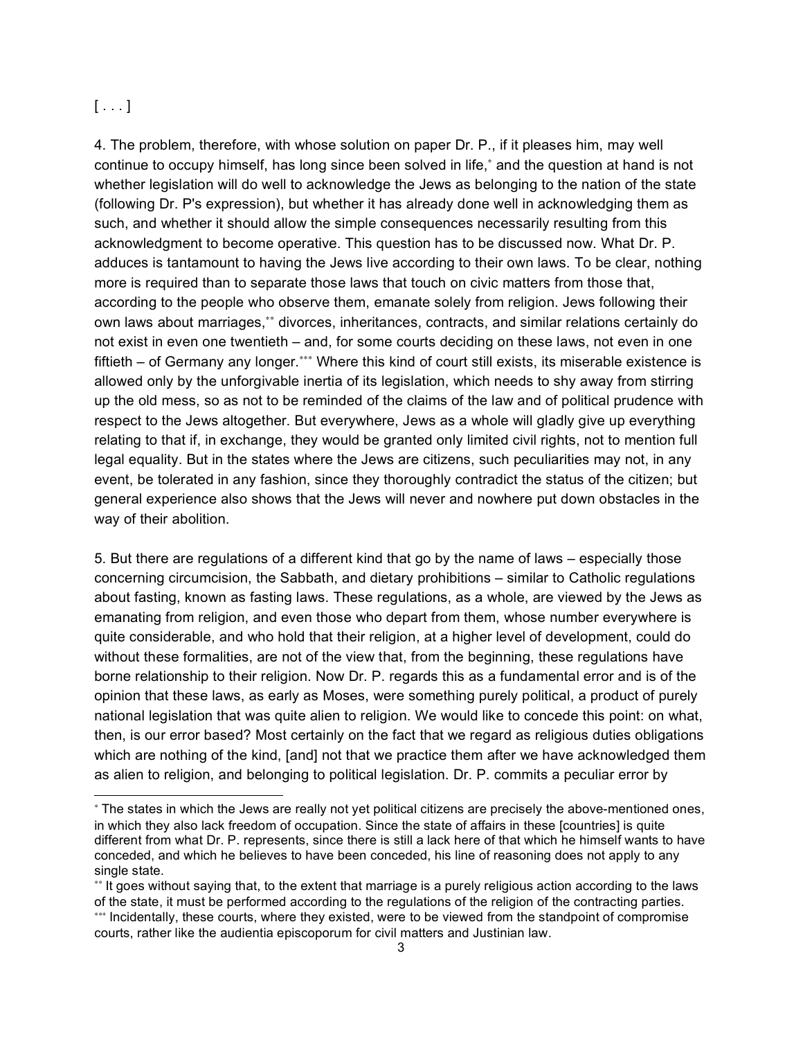[ . . . ]

4. The problem, therefore, with whose solution on paper Dr. P., if it pleases him, may well continue to occupy himself, has long since been solved in life,* and the question at hand is not whether legislation will do well to acknowledge the Jews as belonging to the nation of the state (following Dr. P's expression), but whether it has already done well in acknowledging them as such, and whether it should allow the simple consequences necessarily resulting from this acknowledgment to become operative. This question has to be discussed now. What Dr. P. adduces is tantamount to having the Jews live according to their own laws. To be clear, nothing more is required than to separate those laws that touch on civic matters from those that, according to the people who observe them, emanate solely from religion. Jews following their own laws about marriages,** divorces, inheritances, contracts, and similar relations certainly do not exist in even one twentieth – and, for some courts deciding on these laws, not even in one fiftieth – of Germany any longer.*** Where this kind of court still exists, its miserable existence is allowed only by the unforgivable inertia of its legislation, which needs to shy away from stirring up the old mess, so as not to be reminded of the claims of the law and of political prudence with respect to the Jews altogether. But everywhere, Jews as a whole will gladly give up everything relating to that if, in exchange, they would be granted only limited civil rights, not to mention full legal equality. But in the states where the Jews are citizens, such peculiarities may not, in any event, be tolerated in any fashion, since they thoroughly contradict the status of the citizen; but general experience also shows that the Jews will never and nowhere put down obstacles in the way of their abolition.

5. But there are regulations of a different kind that go by the name of laws – especially those concerning circumcision, the Sabbath, and dietary prohibitions – similar to Catholic regulations about fasting, known as fasting laws. These regulations, as a whole, are viewed by the Jews as emanating from religion, and even those who depart from them, whose number everywhere is quite considerable, and who hold that their religion, at a higher level of development, could do without these formalities, are not of the view that, from the beginning, these regulations have borne relationship to their religion. Now Dr. P. regards this as a fundamental error and is of the opinion that these laws, as early as Moses, were something purely political, a product of purely national legislation that was quite alien to religion. We would like to concede this point: on what, then, is our error based? Most certainly on the fact that we regard as religious duties obligations which are nothing of the kind, [and] not that we practice them after we have acknowledged them as alien to religion, and belonging to political legislation. Dr. P. commits a peculiar error by

---

* The states in which the Jews are really not yet political citizens are precisely the above-mentioned ones, in which they also lack freedom of occupation. Since the state of affairs in these [countries] is quite different from what Dr. P. represents, since there is still a lack here of that which he himself wants to have conceded, and which he believes to have been conceded, his line of reasoning does not apply to any single state.

** It goes without saying that, to the extent that marriage is a purely religious action according to the laws of the state, it must be performed according to the regulations of the religion of the contracting parties.

*** Incidentally, these courts, where they existed, were to be viewed from the standpoint of compromise courts, rather like the audientia episcoporum for civil matters and Justinian law.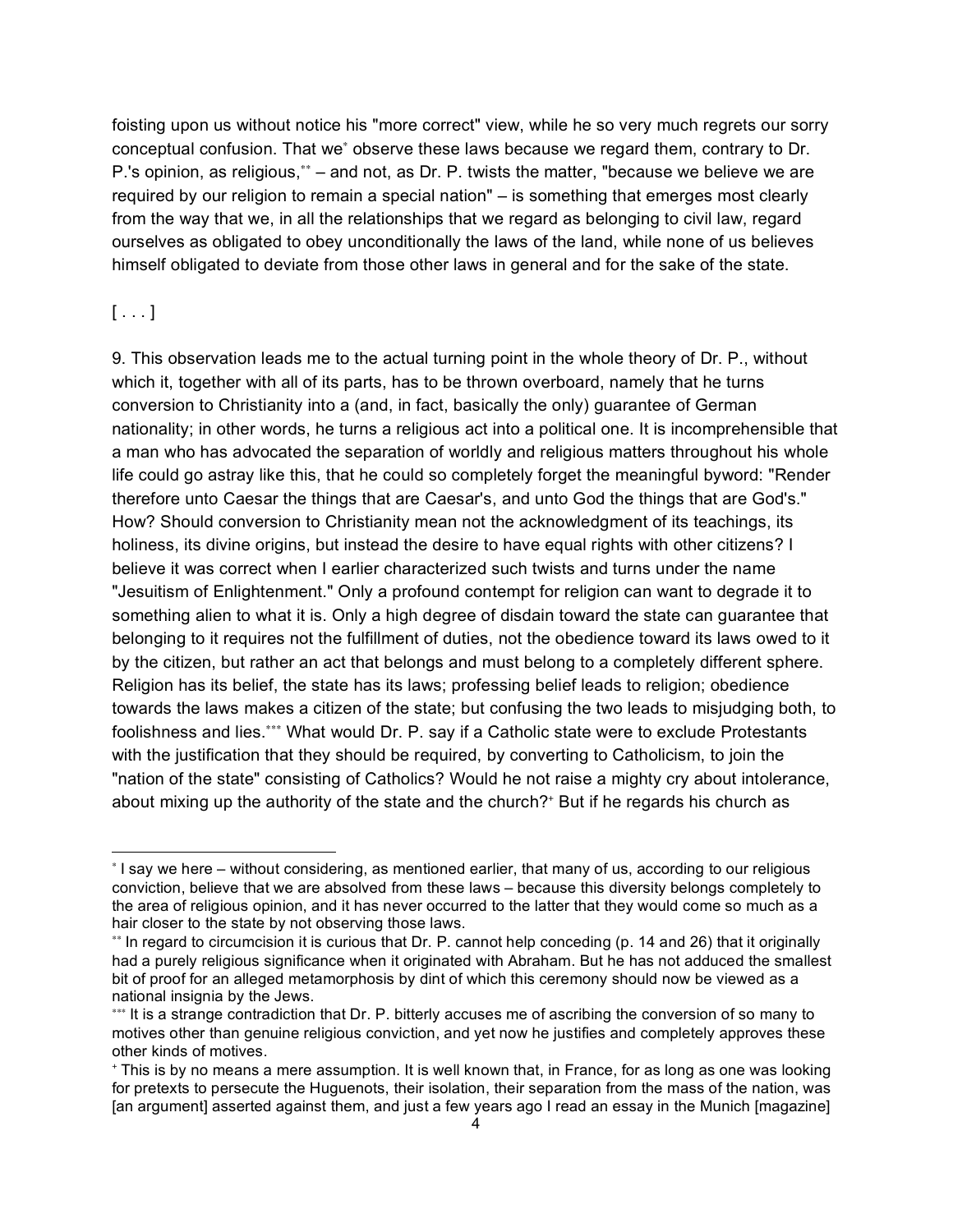foisting upon us without notice his "more correct" view, while he so very much regrets our sorry conceptual confusion. That we[*] observe these laws because we regard them, contrary to Dr. P.'s opinion, as religious,[**] – and not, as Dr. P. twists the matter, "because we believe we are required by our religion to remain a special nation" – is something that emerges most clearly from the way that we, in all the relationships that we regard as belonging to civil law, regard ourselves as obligated to obey unconditionally the laws of the land, while none of us believes himself obligated to deviate from those other laws in general and for the sake of the state.

[ . . . ]

9. This observation leads me to the actual turning point in the whole theory of Dr. P., without which it, together with all of its parts, has to be thrown overboard, namely that he turns conversion to Christianity into a (and, in fact, basically the only) guarantee of German nationality; in other words, he turns a religious act into a political one. It is incomprehensible that a man who has advocated the separation of worldly and religious matters throughout his whole life could go astray like this, that he could so completely forget the meaningful byword: "Render therefore unto Caesar the things that are Caesar's, and unto God the things that are God's." How? Should conversion to Christianity mean not the acknowledgment of its teachings, its holiness, its divine origins, but instead the desire to have equal rights with other citizens? I believe it was correct when I earlier characterized such twists and turns under the name "Jesuitism of Enlightenment." Only a profound contempt for religion can want to degrade it to something alien to what it is. Only a high degree of disdain toward the state can guarantee that belonging to it requires not the fulfillment of duties, not the obedience toward its laws owed to it by the citizen, but rather an act that belongs and must belong to a completely different sphere. Religion has its belief, the state has its laws; professing belief leads to religion; obedience towards the laws makes a citizen of the state; but confusing the two leads to misjudging both, to foolishness and lies.[***] What would Dr. P. say if a Catholic state were to exclude Protestants with the justification that they should be required, by converting to Catholicism, to join the "nation of the state" consisting of Catholics? Would he not raise a mighty cry about intolerance, about mixing up the authority of the state and the church?[+] But if he regards his church as

---

[*] I say we here – without considering, as mentioned earlier, that many of us, according to our religious conviction, believe that we are absolved from these laws – because this diversity belongs completely to the area of religious opinion, and it has never occurred to the latter that they would come so much as a hair closer to the state by not observing those laws.

[**] In regard to circumcision it is curious that Dr. P. cannot help conceding (p. 14 and 26) that it originally had a purely religious significance when it originated with Abraham. But he has not adduced the smallest bit of proof for an alleged metamorphosis by dint of which this ceremony should now be viewed as a national insignia by the Jews.

[***] It is a strange contradiction that Dr. P. bitterly accuses me of ascribing the conversion of so many to motives other than genuine religious conviction, and yet now he justifies and completely approves these other kinds of motives.

[+] This is by no means a mere assumption. It is well known that, in France, for as long as one was looking for pretexts to persecute the Huguenots, their isolation, their separation from the mass of the nation, was [an argument] asserted against them, and just a few years ago I read an essay in the Munich [magazine]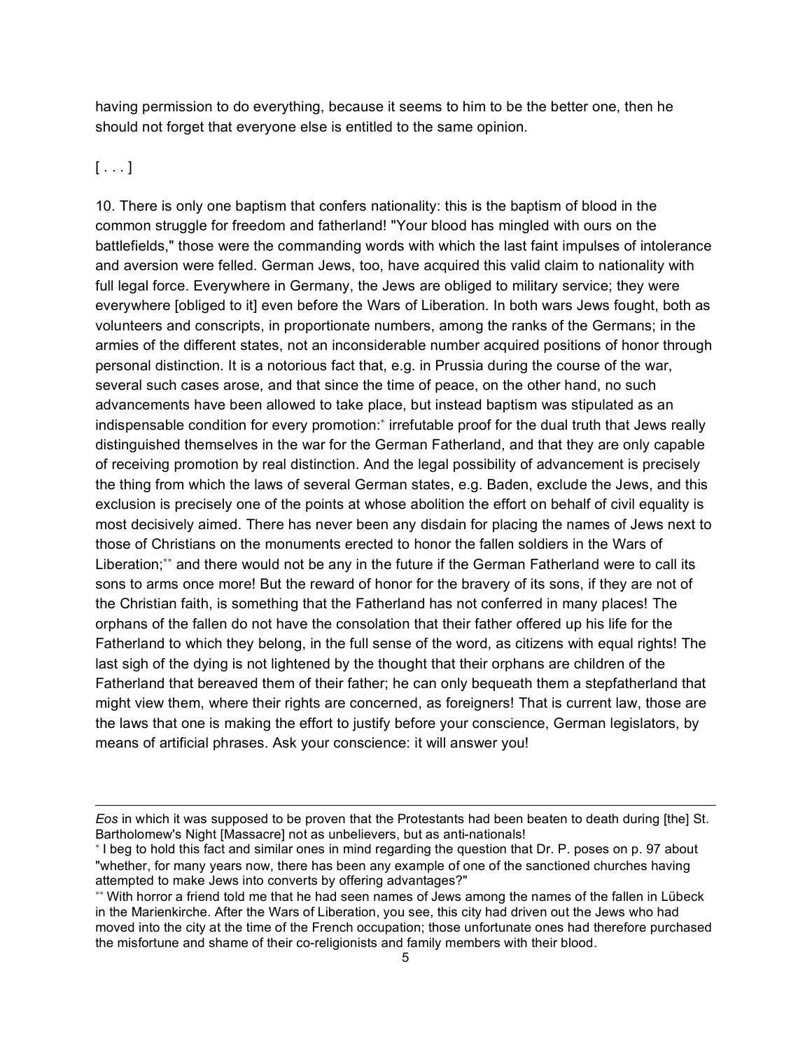having permission to do everything, because it seems to him to be the better one, then he should not forget that everyone else is entitled to the same opinion.

[ . . . ]

10. There is only one baptism that confers nationality: this is the baptism of blood in the common struggle for freedom and fatherland! "Your blood has mingled with ours on the battlefields," those were the commanding words with which the last faint impulses of intolerance and aversion were felled. German Jews, too, have acquired this valid claim to nationality with full legal force. Everywhere in Germany, the Jews are obliged to military service; they were everywhere [obliged to it] even before the Wars of Liberation. In both wars Jews fought, both as volunteers and conscripts, in proportionate numbers, among the ranks of the Germans; in the armies of the different states, not an inconsiderable number acquired positions of honor through personal distinction. It is a notorious fact that, e.g. in Prussia during the course of the war, several such cases arose, and that since the time of peace, on the other hand, no such advancements have been allowed to take place, but instead baptism was stipulated as an indispensable condition for every promotion:[*] irrefutable proof for the dual truth that Jews really distinguished themselves in the war for the German Fatherland, and that they are only capable of receiving promotion by real distinction. And the legal possibility of advancement is precisely the thing from which the laws of several German states, e.g. Baden, exclude the Jews, and this exclusion is precisely one of the points at whose abolition the effort on behalf of civil equality is most decisively aimed. There has never been any disdain for placing the names of Jews next to those of Christians on the monuments erected to honor the fallen soldiers in the Wars of Liberation;[**] and there would not be any in the future if the German Fatherland were to call its sons to arms once more! But the reward of honor for the bravery of its sons, if they are not of the Christian faith, is something that the Fatherland has not conferred in many places! The orphans of the fallen do not have the consolation that their father offered up his life for the Fatherland to which they belong, in the full sense of the word, as citizens with equal rights! The last sigh of the dying is not lightened by the thought that their orphans are children of the Fatherland that bereaved them of their father; he can only bequeath them a stepfatherland that might view them, where their rights are concerned, as foreigners! That is current law, those are the laws that one is making the effort to justify before your conscience, German legislators, by means of artificial phrases. Ask your conscience: it will answer you!

---

*Eos* in which it was supposed to be proven that the Protestants had been beaten to death during [the] St. Bartholomew's Night [Massacre] not as unbelievers, but as anti-nationals!

[*] I beg to hold this fact and similar ones in mind regarding the question that Dr. P. poses on p. 97 about "whether, for many years now, there has been any example of one of the sanctioned churches having attempted to make Jews into converts by offering advantages?"

[**] With horror a friend told me that he had seen names of Jews among the names of the fallen in Lübeck in the Marienkirche. After the Wars of Liberation, you see, this city had driven out the Jews who had moved into the city at the time of the French occupation; those unfortunate ones had therefore purchased the misfortune and shame of their co-religionists and family members with their blood.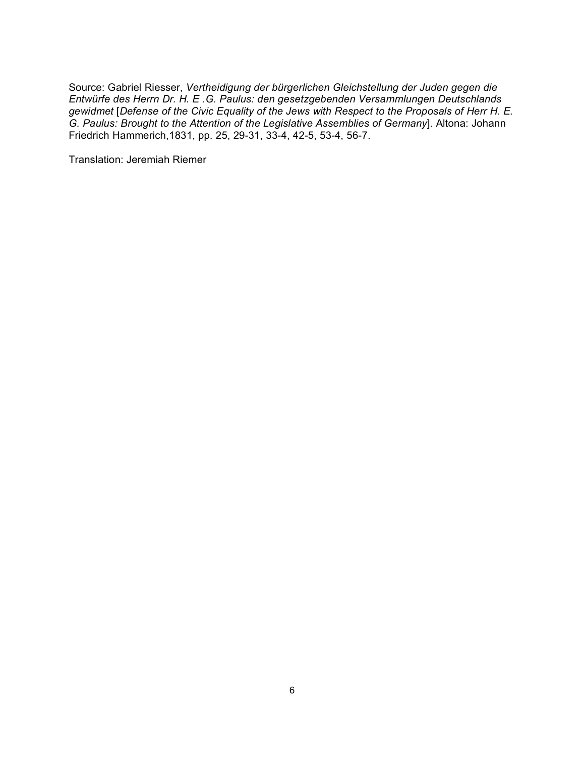Source: Gabriel Riesser, *Vertheidigung der bürgerlichen Gleichstellung der Juden gegen die Entwürfe des Herrn Dr. H. E .G. Paulus: den gesetzgebenden Versammlungen Deutschlands gewidmet* [*Defense of the Civic Equality of the Jews with Respect to the Proposals of Herr H. E. G. Paulus: Brought to the Attention of the Legislative Assemblies of Germany*]. Altona: Johann Friedrich Hammerich,1831, pp. 25, 29-31, 33-4, 42-5, 53-4, 56-7.

Translation: Jeremiah Riemer